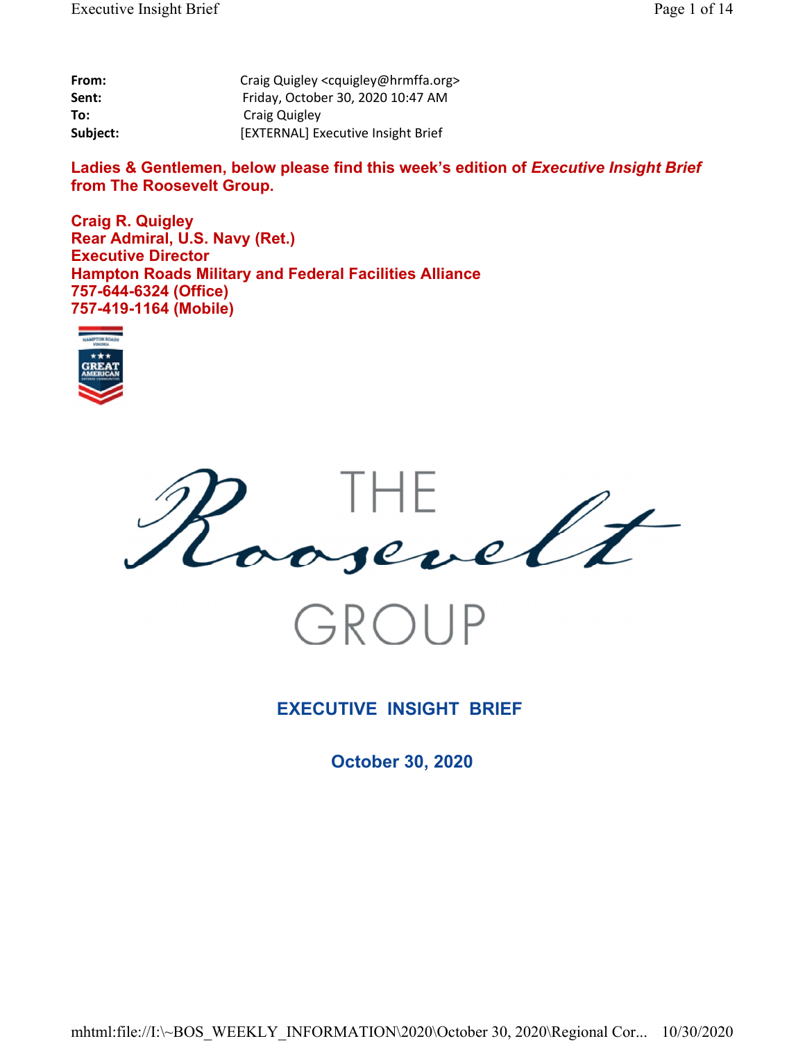| | |
|---|---|
| **From:** | Craig Quigley <cquigley@hrmffa.org> |
| **Sent:** | Friday, October 30, 2020 10:47 AM |
| **To:** | Craig Quigley |
| **Subject:** | [EXTERNAL] Executive Insight Brief |

**Ladies & Gentlemen, below please find this week's edition of *Executive Insight Brief* from The Roosevelt Group.**

**Craig R. Quigley**
**Rear Admiral, U.S. Navy (Ret.)**
**Executive Director**
**Hampton Roads Military and Federal Facilities Alliance**
**757-644-6324 (Office)**
**757-419-1164 (Mobile)**

THE Roosevelt GROUP

## EXECUTIVE INSIGHT BRIEF

**October 30, 2020**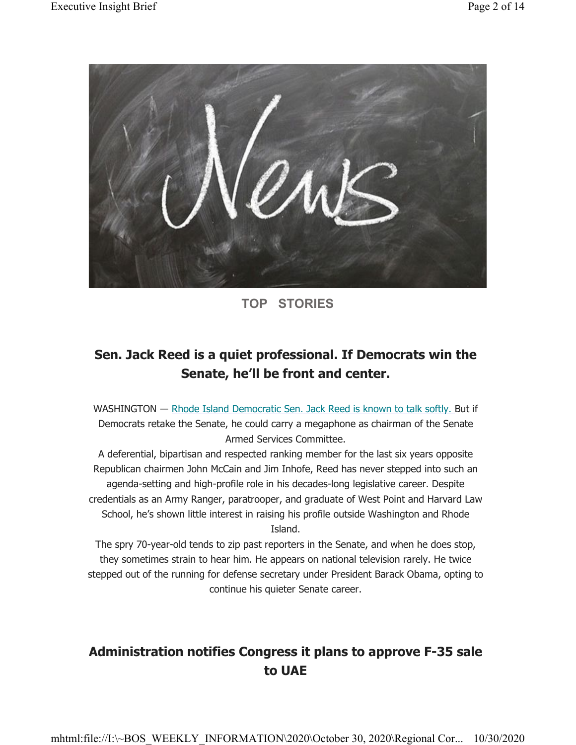TOP STORIES

## Sen. Jack Reed is a quiet professional. If Democrats win the Senate, he'll be front and center.

WASHINGTON — Rhode Island Democratic Sen. Jack Reed is known to talk softly. But if Democrats retake the Senate, he could carry a megaphone as chairman of the Senate Armed Services Committee.

A deferential, bipartisan and respected ranking member for the last six years opposite Republican chairmen John McCain and Jim Inhofe, Reed has never stepped into such an agenda-setting and high-profile role in his decades-long legislative career. Despite credentials as an Army Ranger, paratrooper, and graduate of West Point and Harvard Law School, he's shown little interest in raising his profile outside Washington and Rhode Island.

The spry 70-year-old tends to zip past reporters in the Senate, and when he does stop, they sometimes strain to hear him. He appears on national television rarely. He twice stepped out of the running for defense secretary under President Barack Obama, opting to continue his quieter Senate career.

## Administration notifies Congress it plans to approve F-35 sale to UAE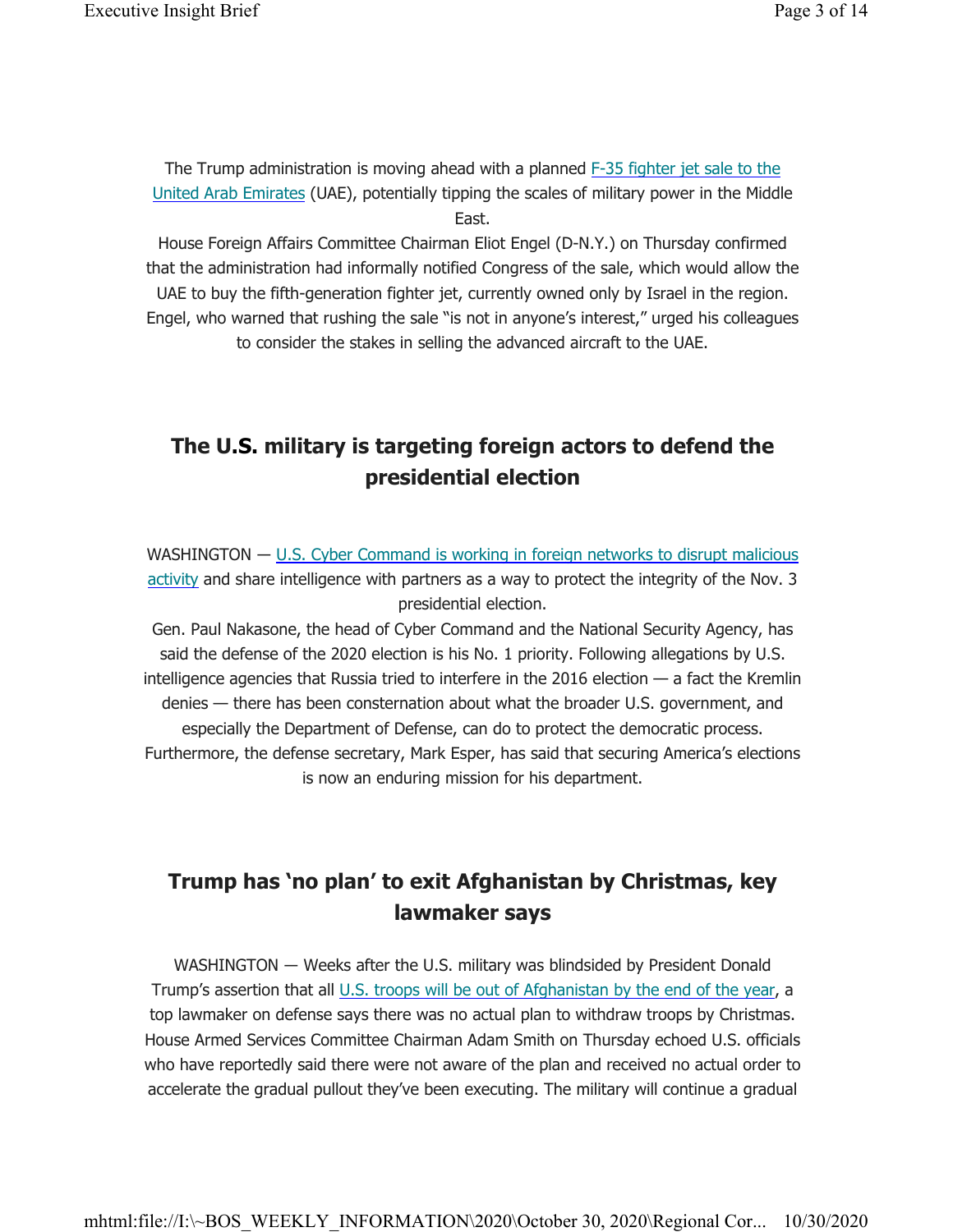The Trump administration is moving ahead with a planned F-35 fighter jet sale to the United Arab Emirates (UAE), potentially tipping the scales of military power in the Middle East.

House Foreign Affairs Committee Chairman Eliot Engel (D-N.Y.) on Thursday confirmed that the administration had informally notified Congress of the sale, which would allow the UAE to buy the fifth-generation fighter jet, currently owned only by Israel in the region. Engel, who warned that rushing the sale "is not in anyone's interest," urged his colleagues to consider the stakes in selling the advanced aircraft to the UAE.

## The U.S. military is targeting foreign actors to defend the presidential election

WASHINGTON — U.S. Cyber Command is working in foreign networks to disrupt malicious activity and share intelligence with partners as a way to protect the integrity of the Nov. 3 presidential election.

Gen. Paul Nakasone, the head of Cyber Command and the National Security Agency, has said the defense of the 2020 election is his No. 1 priority. Following allegations by U.S. intelligence agencies that Russia tried to interfere in the 2016 election — a fact the Kremlin denies — there has been consternation about what the broader U.S. government, and especially the Department of Defense, can do to protect the democratic process. Furthermore, the defense secretary, Mark Esper, has said that securing America's elections is now an enduring mission for his department.

## Trump has 'no plan' to exit Afghanistan by Christmas, key lawmaker says

WASHINGTON — Weeks after the U.S. military was blindsided by President Donald Trump's assertion that all U.S. troops will be out of Afghanistan by the end of the year, a top lawmaker on defense says there was no actual plan to withdraw troops by Christmas. House Armed Services Committee Chairman Adam Smith on Thursday echoed U.S. officials who have reportedly said there were not aware of the plan and received no actual order to accelerate the gradual pullout they've been executing. The military will continue a gradual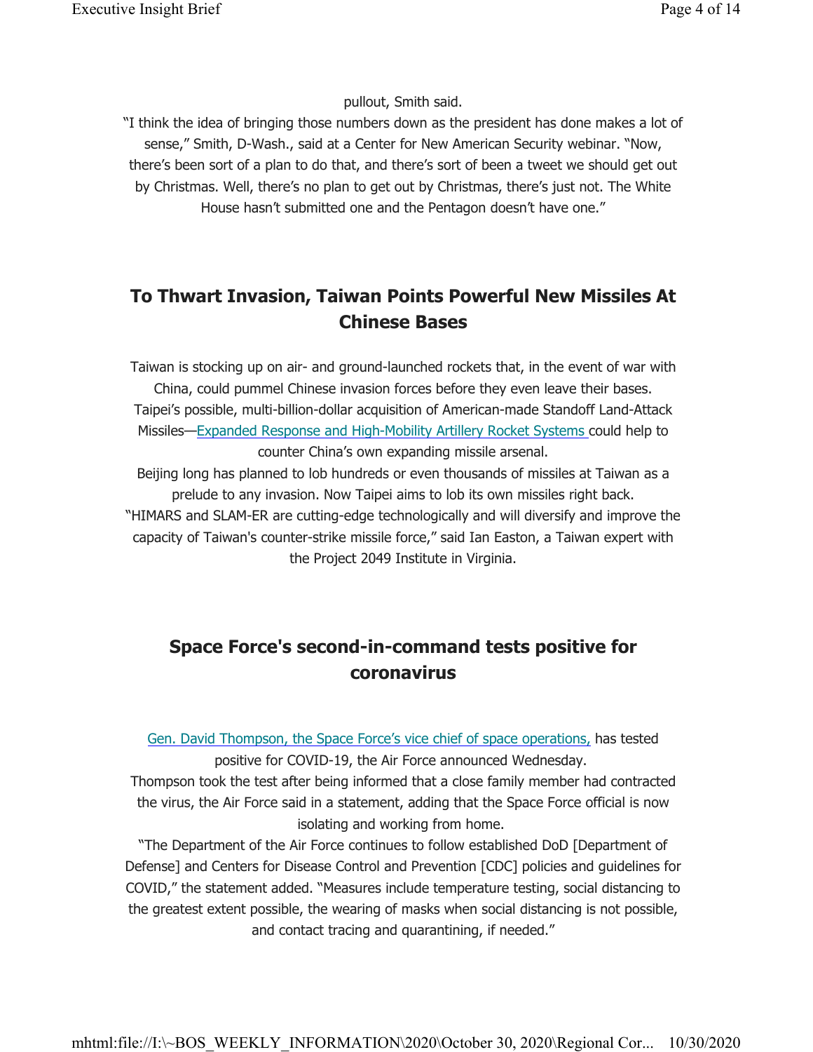pullout, Smith said.

"I think the idea of bringing those numbers down as the president has done makes a lot of sense," Smith, D-Wash., said at a Center for New American Security webinar. "Now, there's been sort of a plan to do that, and there's sort of been a tweet we should get out by Christmas. Well, there's no plan to get out by Christmas, there's just not. The White House hasn't submitted one and the Pentagon doesn't have one."

## To Thwart Invasion, Taiwan Points Powerful New Missiles At Chinese Bases

Taiwan is stocking up on air- and ground-launched rockets that, in the event of war with China, could pummel Chinese invasion forces before they even leave their bases.

Taipei's possible, multi-billion-dollar acquisition of American-made Standoff Land-Attack Missiles—Expanded Response and High-Mobility Artillery Rocket Systems could help to counter China's own expanding missile arsenal.

Beijing long has planned to lob hundreds or even thousands of missiles at Taiwan as a prelude to any invasion. Now Taipei aims to lob its own missiles right back.

"HIMARS and SLAM-ER are cutting-edge technologically and will diversify and improve the capacity of Taiwan's counter-strike missile force," said Ian Easton, a Taiwan expert with the Project 2049 Institute in Virginia.

## Space Force's second-in-command tests positive for coronavirus

Gen. David Thompson, the Space Force's vice chief of space operations, has tested positive for COVID-19, the Air Force announced Wednesday.

Thompson took the test after being informed that a close family member had contracted the virus, the Air Force said in a statement, adding that the Space Force official is now isolating and working from home.

"The Department of the Air Force continues to follow established DoD [Department of Defense] and Centers for Disease Control and Prevention [CDC] policies and guidelines for COVID," the statement added. "Measures include temperature testing, social distancing to the greatest extent possible, the wearing of masks when social distancing is not possible, and contact tracing and quarantining, if needed."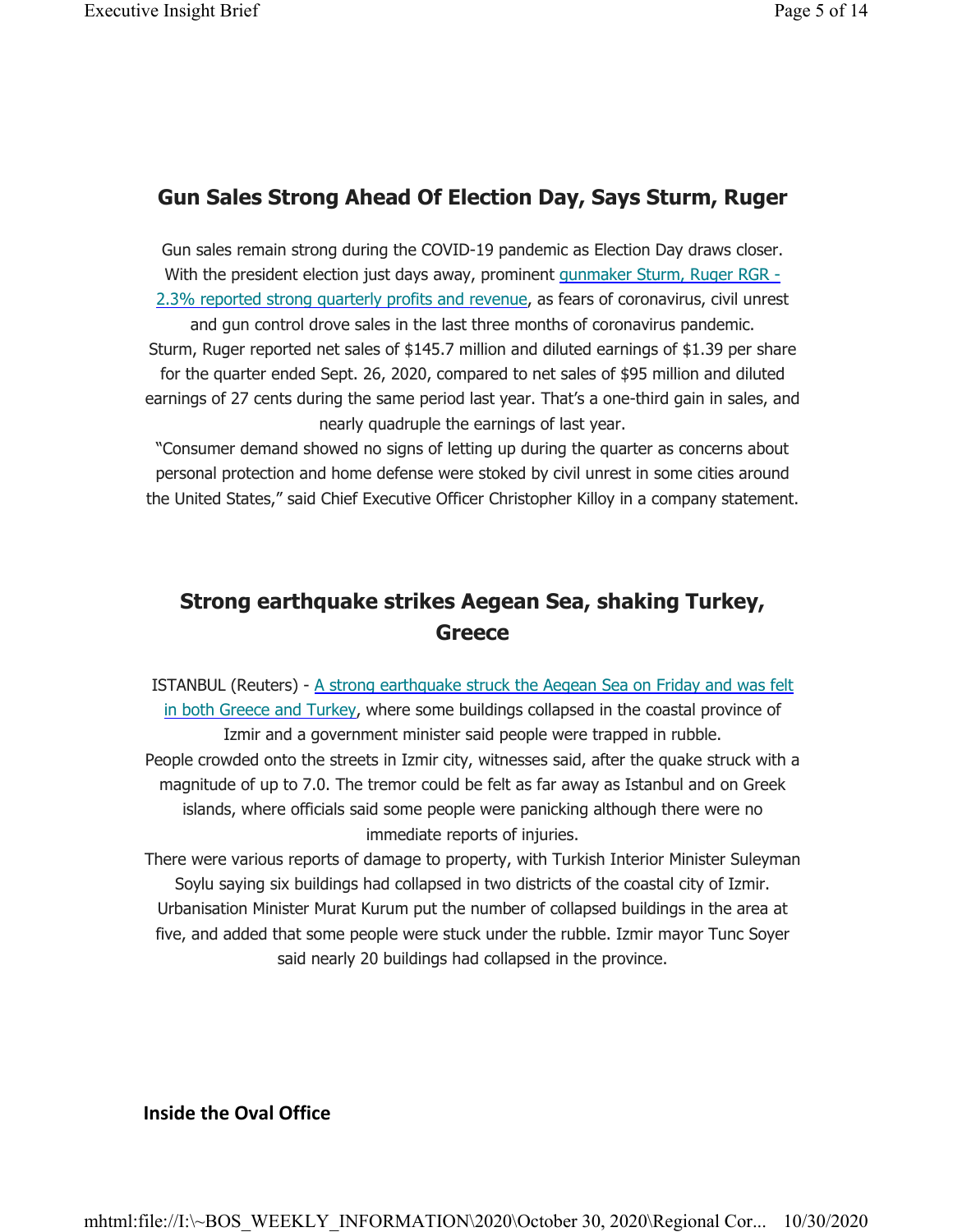## Gun Sales Strong Ahead Of Election Day, Says Sturm, Ruger

Gun sales remain strong during the COVID-19 pandemic as Election Day draws closer. With the president election just days away, prominent gunmaker Sturm, Ruger RGR -2.3% reported strong quarterly profits and revenue, as fears of coronavirus, civil unrest and gun control drove sales in the last three months of coronavirus pandemic.

Sturm, Ruger reported net sales of $145.7 million and diluted earnings of $1.39 per share for the quarter ended Sept. 26, 2020, compared to net sales of $95 million and diluted earnings of 27 cents during the same period last year. That's a one-third gain in sales, and nearly quadruple the earnings of last year.

"Consumer demand showed no signs of letting up during the quarter as concerns about personal protection and home defense were stoked by civil unrest in some cities around the United States," said Chief Executive Officer Christopher Killoy in a company statement.

## Strong earthquake strikes Aegean Sea, shaking Turkey, Greece

ISTANBUL (Reuters) - A strong earthquake struck the Aegean Sea on Friday and was felt in both Greece and Turkey, where some buildings collapsed in the coastal province of Izmir and a government minister said people were trapped in rubble.

People crowded onto the streets in Izmir city, witnesses said, after the quake struck with a magnitude of up to 7.0. The tremor could be felt as far away as Istanbul and on Greek islands, where officials said some people were panicking although there were no immediate reports of injuries.

There were various reports of damage to property, with Turkish Interior Minister Suleyman Soylu saying six buildings had collapsed in two districts of the coastal city of Izmir. Urbanisation Minister Murat Kurum put the number of collapsed buildings in the area at five, and added that some people were stuck under the rubble. Izmir mayor Tunc Soyer said nearly 20 buildings had collapsed in the province.

### Inside the Oval Office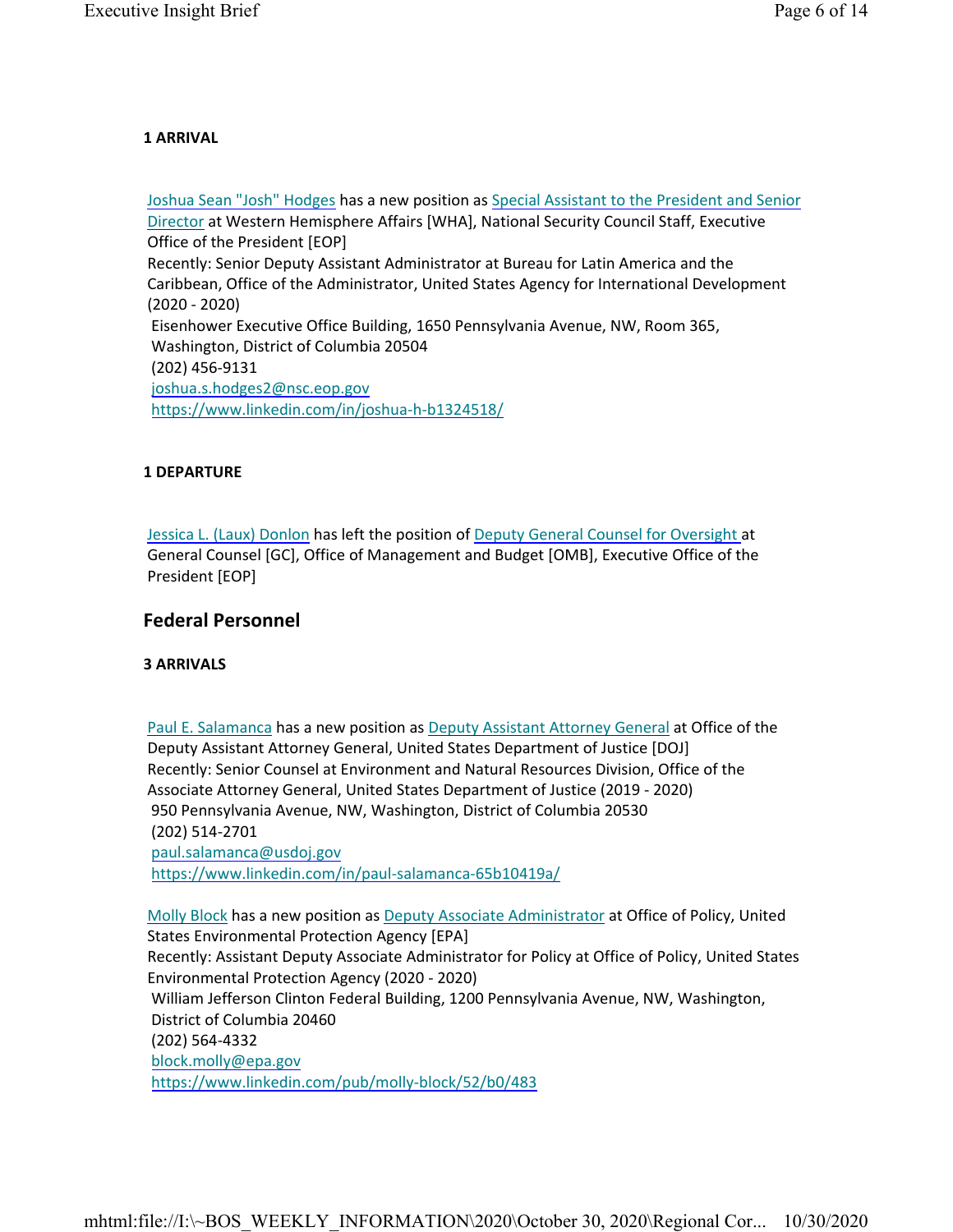**1 ARRIVAL**

Joshua Sean "Josh" Hodges has a new position as Special Assistant to the President and Senior Director at Western Hemisphere Affairs [WHA], National Security Council Staff, Executive Office of the President [EOP]
Recently: Senior Deputy Assistant Administrator at Bureau for Latin America and the Caribbean, Office of the Administrator, United States Agency for International Development (2020 - 2020)
Eisenhower Executive Office Building, 1650 Pennsylvania Avenue, NW, Room 365, Washington, District of Columbia 20504
(202) 456-9131
joshua.s.hodges2@nsc.eop.gov
https://www.linkedin.com/in/joshua-h-b1324518/

**1 DEPARTURE**

Jessica L. (Laux) Donlon has left the position of Deputy General Counsel for Oversight at General Counsel [GC], Office of Management and Budget [OMB], Executive Office of the President [EOP]

## Federal Personnel

**3 ARRIVALS**

Paul E. Salamanca has a new position as Deputy Assistant Attorney General at Office of the Deputy Assistant Attorney General, United States Department of Justice [DOJ]
Recently: Senior Counsel at Environment and Natural Resources Division, Office of the Associate Attorney General, United States Department of Justice (2019 - 2020)
950 Pennsylvania Avenue, NW, Washington, District of Columbia 20530
(202) 514-2701
paul.salamanca@usdoj.gov
https://www.linkedin.com/in/paul-salamanca-65b10419a/

Molly Block has a new position as Deputy Associate Administrator at Office of Policy, United States Environmental Protection Agency [EPA]
Recently: Assistant Deputy Associate Administrator for Policy at Office of Policy, United States Environmental Protection Agency (2020 - 2020)
William Jefferson Clinton Federal Building, 1200 Pennsylvania Avenue, NW, Washington, District of Columbia 20460
(202) 564-4332
block.molly@epa.gov
https://www.linkedin.com/pub/molly-block/52/b0/483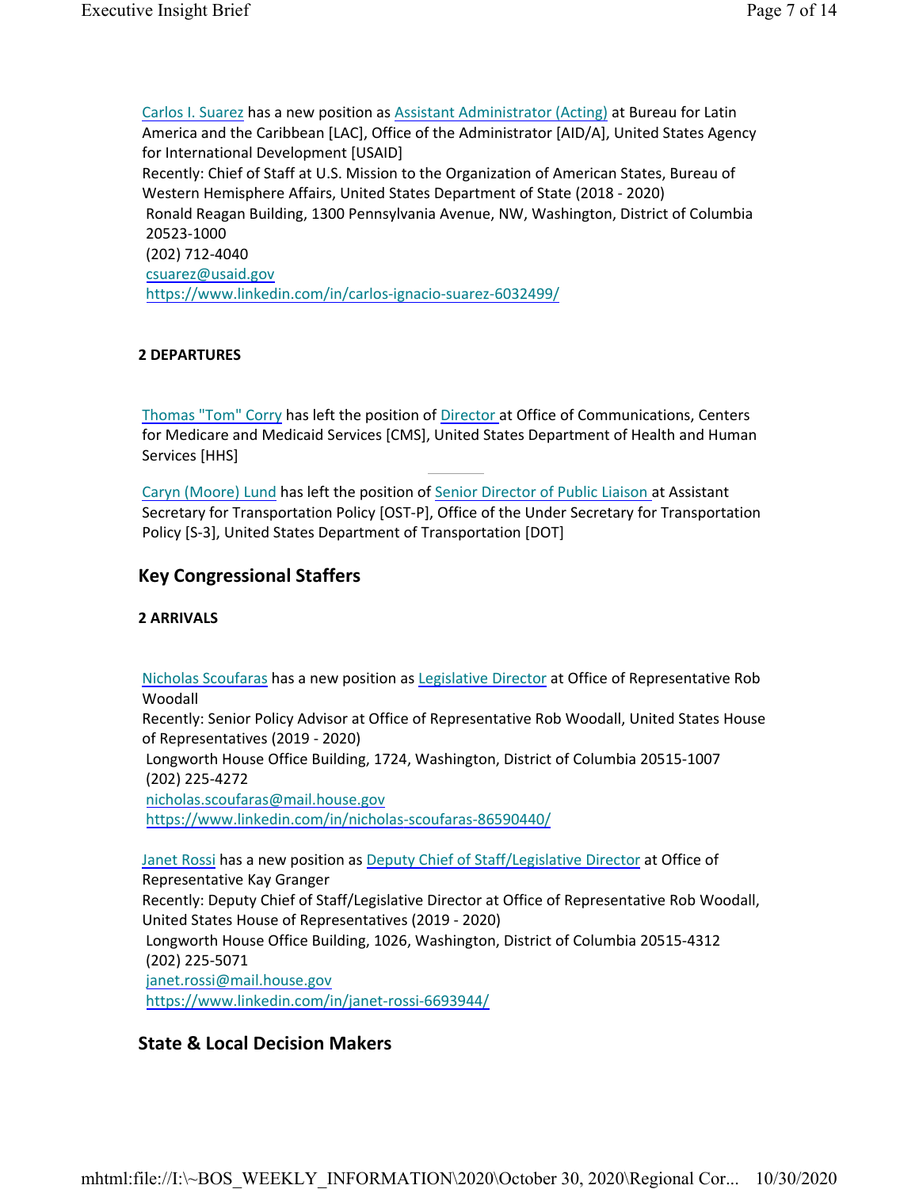Carlos I. Suarez has a new position as Assistant Administrator (Acting) at Bureau for Latin America and the Caribbean [LAC], Office of the Administrator [AID/A], United States Agency for International Development [USAID]
Recently: Chief of Staff at U.S. Mission to the Organization of American States, Bureau of Western Hemisphere Affairs, United States Department of State (2018 - 2020)
Ronald Reagan Building, 1300 Pennsylvania Avenue, NW, Washington, District of Columbia 20523-1000
(202) 712-4040
csuarez@usaid.gov
https://www.linkedin.com/in/carlos-ignacio-suarez-6032499/

**2 DEPARTURES**

Thomas "Tom" Corry has left the position of Director at Office of Communications, Centers for Medicare and Medicaid Services [CMS], United States Department of Health and Human Services [HHS]

---

Caryn (Moore) Lund has left the position of Senior Director of Public Liaison at Assistant Secretary for Transportation Policy [OST-P], Office of the Under Secretary for Transportation Policy [S-3], United States Department of Transportation [DOT]

## Key Congressional Staffers

**2 ARRIVALS**

Nicholas Scoufaras has a new position as Legislative Director at Office of Representative Rob Woodall
Recently: Senior Policy Advisor at Office of Representative Rob Woodall, United States House of Representatives (2019 - 2020)
Longworth House Office Building, 1724, Washington, District of Columbia 20515-1007
(202) 225-4272
nicholas.scoufaras@mail.house.gov
https://www.linkedin.com/in/nicholas-scoufaras-86590440/

Janet Rossi has a new position as Deputy Chief of Staff/Legislative Director at Office of Representative Kay Granger
Recently: Deputy Chief of Staff/Legislative Director at Office of Representative Rob Woodall, United States House of Representatives (2019 - 2020)
Longworth House Office Building, 1026, Washington, District of Columbia 20515-4312
(202) 225-5071
janet.rossi@mail.house.gov
https://www.linkedin.com/in/janet-rossi-6693944/

## State & Local Decision Makers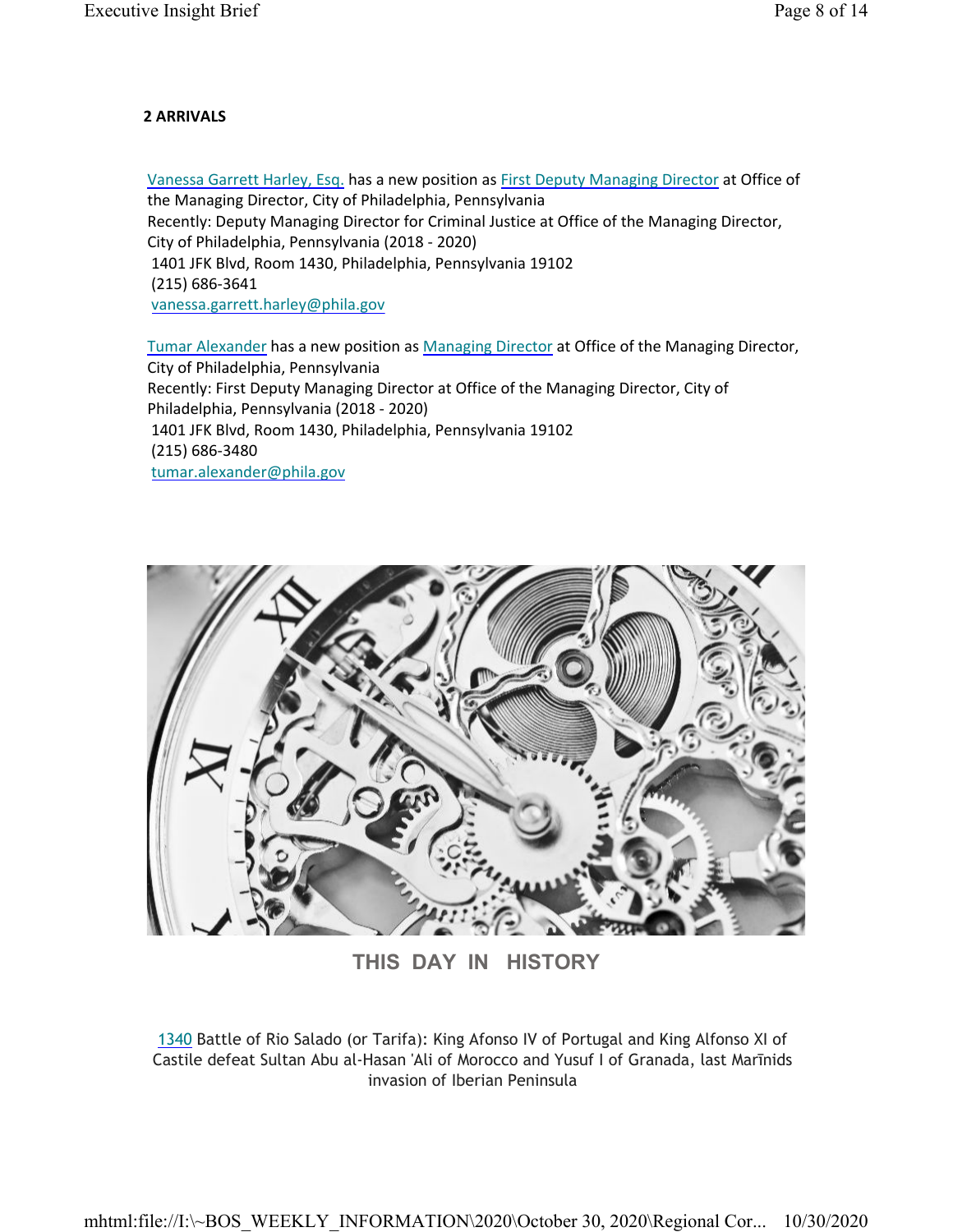**2 ARRIVALS**

Vanessa Garrett Harley, Esq. has a new position as First Deputy Managing Director at Office of the Managing Director, City of Philadelphia, Pennsylvania
Recently: Deputy Managing Director for Criminal Justice at Office of the Managing Director, City of Philadelphia, Pennsylvania (2018 - 2020)
1401 JFK Blvd, Room 1430, Philadelphia, Pennsylvania 19102
(215) 686-3641
vanessa.garrett.harley@phila.gov

Tumar Alexander has a new position as Managing Director at Office of the Managing Director, City of Philadelphia, Pennsylvania
Recently: First Deputy Managing Director at Office of the Managing Director, City of Philadelphia, Pennsylvania (2018 - 2020)
1401 JFK Blvd, Room 1430, Philadelphia, Pennsylvania 19102
(215) 686-3480
tumar.alexander@phila.gov

**THIS DAY IN HISTORY**

1340 Battle of Rio Salado (or Tarifa): King Afonso IV of Portugal and King Alfonso XI of Castile defeat Sultan Abu al-Hasan 'Ali of Morocco and Yusuf I of Granada, last Marīnids invasion of Iberian Peninsula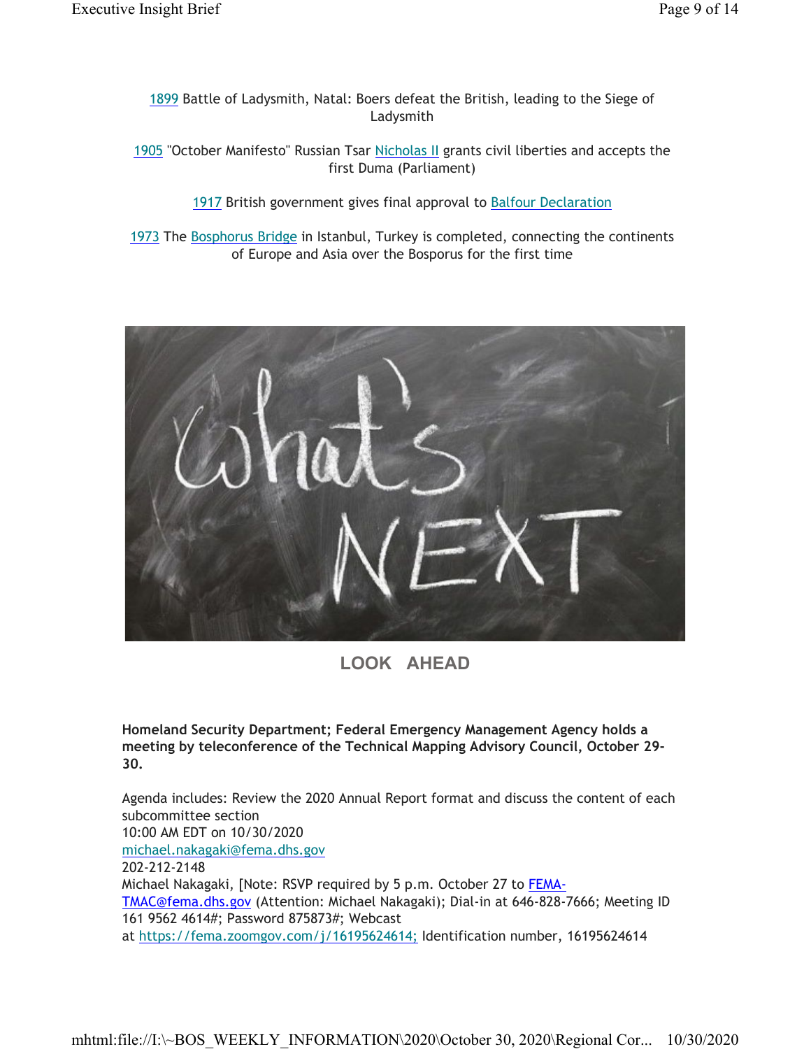1899 Battle of Ladysmith, Natal: Boers defeat the British, leading to the Siege of Ladysmith

1905 "October Manifesto" Russian Tsar Nicholas II grants civil liberties and accepts the first Duma (Parliament)

1917 British government gives final approval to Balfour Declaration

1973 The Bosphorus Bridge in Istanbul, Turkey is completed, connecting the continents of Europe and Asia over the Bosporus for the first time

## LOOK AHEAD

**Homeland Security Department; Federal Emergency Management Agency holds a meeting by teleconference of the Technical Mapping Advisory Council, October 29-30.**

Agenda includes: Review the 2020 Annual Report format and discuss the content of each subcommittee section
10:00 AM EDT on 10/30/2020
michael.nakagaki@fema.dhs.gov
202-212-2148
Michael Nakagaki, [Note: RSVP required by 5 p.m. October 27 to FEMA-TMAC@fema.dhs.gov (Attention: Michael Nakagaki); Dial-in at 646-828-7666; Meeting ID 161 9562 4614#; Password 875873#; Webcast at https://fema.zoomgov.com/j/16195624614; Identification number, 16195624614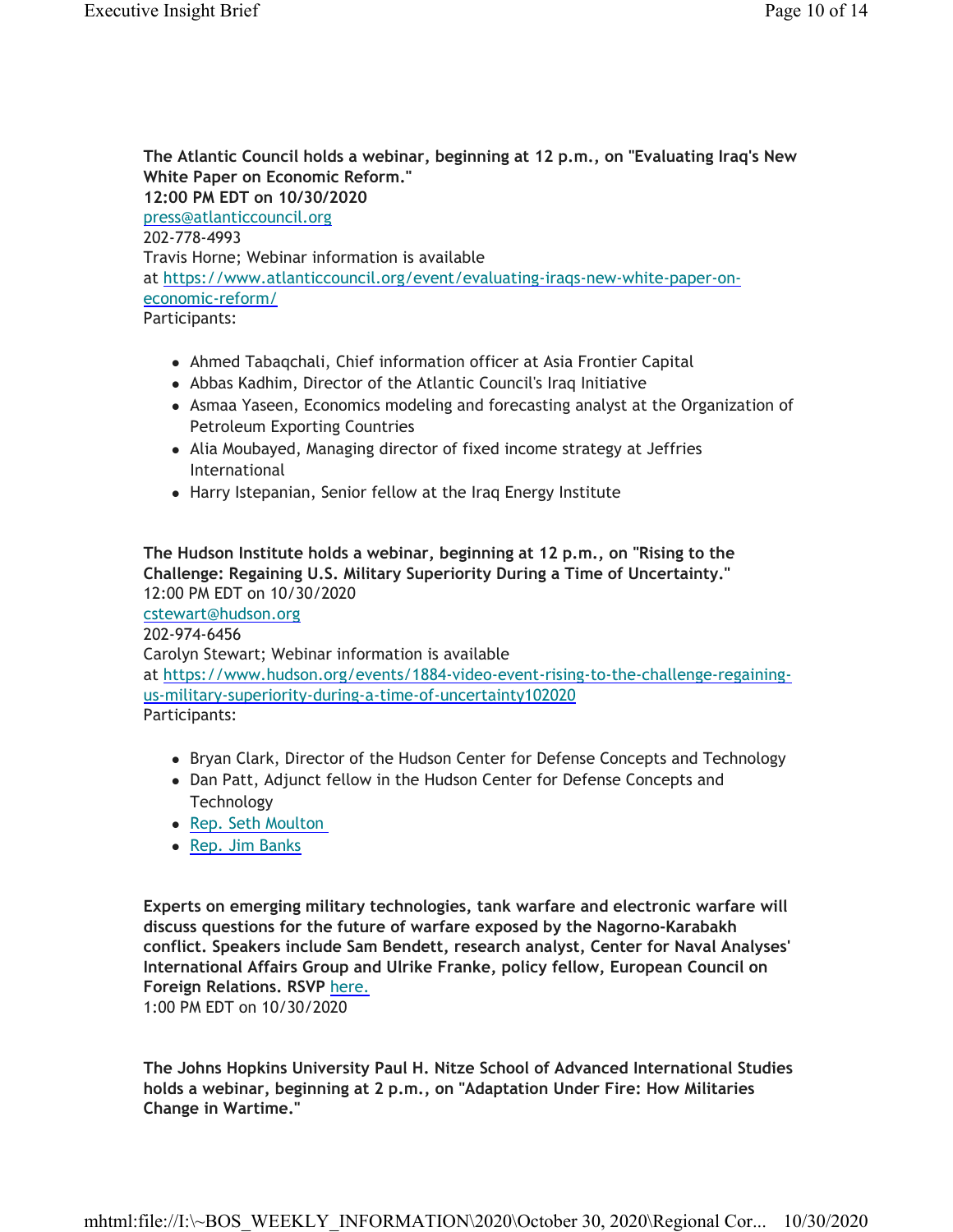**The Atlantic Council holds a webinar, beginning at 12 p.m., on "Evaluating Iraq's New White Paper on Economic Reform."**
**12:00 PM EDT on 10/30/2020**
press@atlanticcouncil.org
202-778-4993
Travis Horne; Webinar information is available at https://www.atlanticcouncil.org/event/evaluating-iraqs-new-white-paper-on-economic-reform/
Participants:

- Ahmed Tabaqchali, Chief information officer at Asia Frontier Capital
- Abbas Kadhim, Director of the Atlantic Council's Iraq Initiative
- Asmaa Yaseen, Economics modeling and forecasting analyst at the Organization of Petroleum Exporting Countries
- Alia Moubayed, Managing director of fixed income strategy at Jeffries International
- Harry Istepanian, Senior fellow at the Iraq Energy Institute

**The Hudson Institute holds a webinar, beginning at 12 p.m., on "Rising to the Challenge: Regaining U.S. Military Superiority During a Time of Uncertainty."**
12:00 PM EDT on 10/30/2020
cstewart@hudson.org
202-974-6456
Carolyn Stewart; Webinar information is available at https://www.hudson.org/events/1884-video-event-rising-to-the-challenge-regaining-us-military-superiority-during-a-time-of-uncertainty102020
Participants:

- Bryan Clark, Director of the Hudson Center for Defense Concepts and Technology
- Dan Patt, Adjunct fellow in the Hudson Center for Defense Concepts and Technology
- Rep. Seth Moulton
- Rep. Jim Banks

**Experts on emerging military technologies, tank warfare and electronic warfare will discuss questions for the future of warfare exposed by the Nagorno-Karabakh conflict. Speakers include Sam Bendett, research analyst, Center for Naval Analyses' International Affairs Group and Ulrike Franke, policy fellow, European Council on Foreign Relations. RSVP here.**
1:00 PM EDT on 10/30/2020

**The Johns Hopkins University Paul H. Nitze School of Advanced International Studies holds a webinar, beginning at 2 p.m., on "Adaptation Under Fire: How Militaries Change in Wartime."**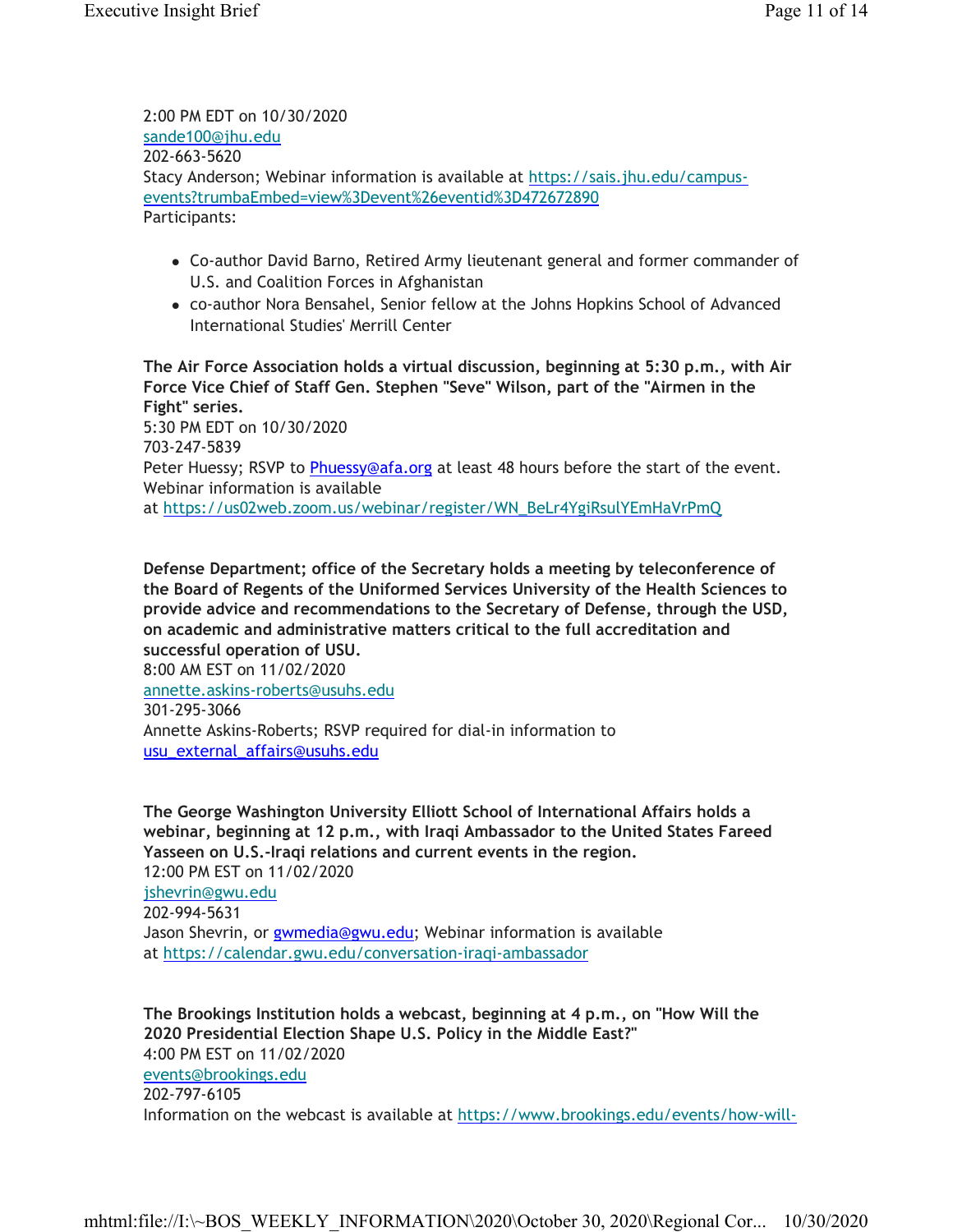2:00 PM EDT on 10/30/2020
sande100@jhu.edu
202-663-5620
Stacy Anderson; Webinar information is available at https://sais.jhu.edu/campus-events?trumbaEmbed=view%3Devent%26eventid%3D472672890
Participants:

- Co-author David Barno, Retired Army lieutenant general and former commander of U.S. and Coalition Forces in Afghanistan
- co-author Nora Bensahel, Senior fellow at the Johns Hopkins School of Advanced International Studies' Merrill Center

**The Air Force Association holds a virtual discussion, beginning at 5:30 p.m., with Air Force Vice Chief of Staff Gen. Stephen "Seve" Wilson, part of the "Airmen in the Fight" series.**
5:30 PM EDT on 10/30/2020
703-247-5839
Peter Huessy; RSVP to Phuessy@afa.org at least 48 hours before the start of the event. Webinar information is available at https://us02web.zoom.us/webinar/register/WN_BeLr4YgiRsulYEmHaVrPmQ

**Defense Department; office of the Secretary holds a meeting by teleconference of the Board of Regents of the Uniformed Services University of the Health Sciences to provide advice and recommendations to the Secretary of Defense, through the USD, on academic and administrative matters critical to the full accreditation and successful operation of USU.**
8:00 AM EST on 11/02/2020
annette.askins-roberts@usuhs.edu
301-295-3066
Annette Askins-Roberts; RSVP required for dial-in information to usu_external_affairs@usuhs.edu

**The George Washington University Elliott School of International Affairs holds a webinar, beginning at 12 p.m., with Iraqi Ambassador to the United States Fareed Yasseen on U.S.-Iraqi relations and current events in the region.**
12:00 PM EST on 11/02/2020
jshevrin@gwu.edu
202-994-5631
Jason Shevrin, or gwmedia@gwu.edu; Webinar information is available at https://calendar.gwu.edu/conversation-iraqi-ambassador

**The Brookings Institution holds a webcast, beginning at 4 p.m., on "How Will the 2020 Presidential Election Shape U.S. Policy in the Middle East?"**
4:00 PM EST on 11/02/2020
events@brookings.edu
202-797-6105
Information on the webcast is available at https://www.brookings.edu/events/how-will-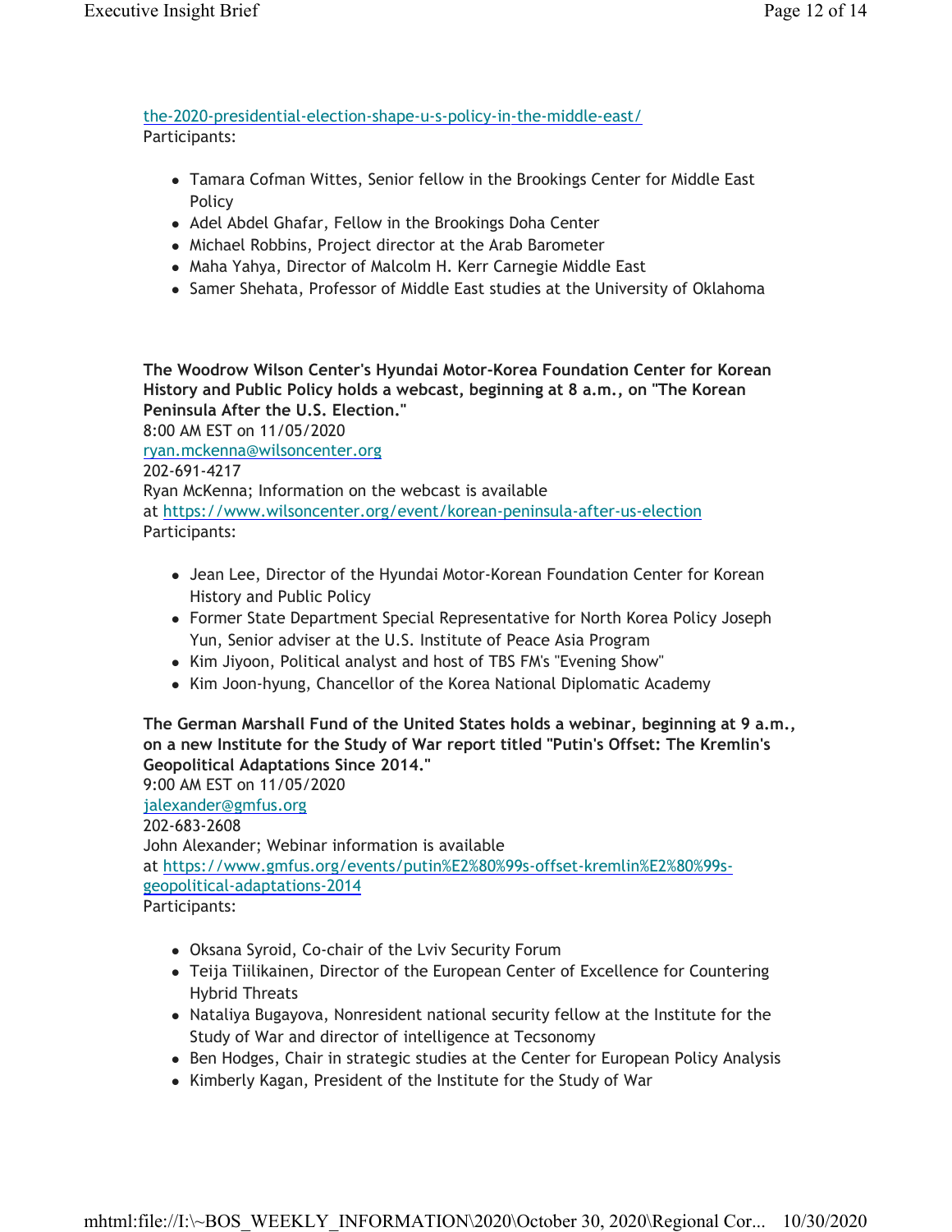the-2020-presidential-election-shape-u-s-policy-in-the-middle-east/
Participants:

- Tamara Cofman Wittes, Senior fellow in the Brookings Center for Middle East Policy
- Adel Abdel Ghafar, Fellow in the Brookings Doha Center
- Michael Robbins, Project director at the Arab Barometer
- Maha Yahya, Director of Malcolm H. Kerr Carnegie Middle East
- Samer Shehata, Professor of Middle East studies at the University of Oklahoma

**The Woodrow Wilson Center's Hyundai Motor-Korea Foundation Center for Korean History and Public Policy holds a webcast, beginning at 8 a.m., on "The Korean Peninsula After the U.S. Election."**
8:00 AM EST on 11/05/2020
ryan.mckenna@wilsoncenter.org
202-691-4217
Ryan McKenna; Information on the webcast is available at https://www.wilsoncenter.org/event/korean-peninsula-after-us-election
Participants:

- Jean Lee, Director of the Hyundai Motor-Korean Foundation Center for Korean History and Public Policy
- Former State Department Special Representative for North Korea Policy Joseph Yun, Senior adviser at the U.S. Institute of Peace Asia Program
- Kim Jiyoon, Political analyst and host of TBS FM's "Evening Show"
- Kim Joon-hyung, Chancellor of the Korea National Diplomatic Academy

**The German Marshall Fund of the United States holds a webinar, beginning at 9 a.m., on a new Institute for the Study of War report titled "Putin's Offset: The Kremlin's Geopolitical Adaptations Since 2014."**
9:00 AM EST on 11/05/2020
jalexander@gmfus.org
202-683-2608
John Alexander; Webinar information is available at https://www.gmfus.org/events/putin%E2%80%99s-offset-kremlin%E2%80%99s-geopolitical-adaptations-2014
Participants:

- Oksana Syroid, Co-chair of the Lviv Security Forum
- Teija Tiilikainen, Director of the European Center of Excellence for Countering Hybrid Threats
- Nataliya Bugayova, Nonresident national security fellow at the Institute for the Study of War and director of intelligence at Tecsonomy
- Ben Hodges, Chair in strategic studies at the Center for European Policy Analysis
- Kimberly Kagan, President of the Institute for the Study of War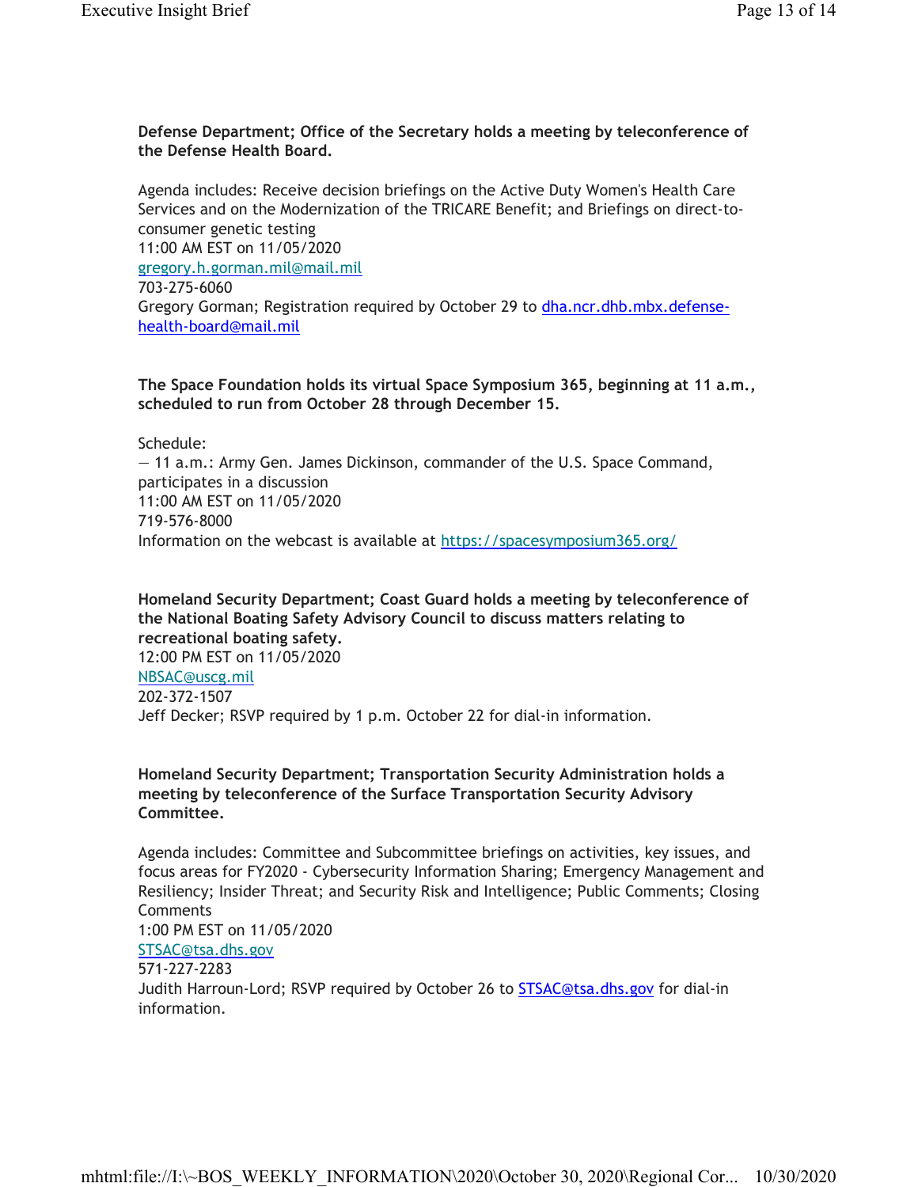**Defense Department; Office of the Secretary holds a meeting by teleconference of the Defense Health Board.**

Agenda includes: Receive decision briefings on the Active Duty Women's Health Care Services and on the Modernization of the TRICARE Benefit; and Briefings on direct-to-consumer genetic testing
11:00 AM EST on 11/05/2020
gregory.h.gorman.mil@mail.mil
703-275-6060
Gregory Gorman; Registration required by October 29 to dha.ncr.dhb.mbx.defense-health-board@mail.mil

**The Space Foundation holds its virtual Space Symposium 365, beginning at 11 a.m., scheduled to run from October 28 through December 15.**

Schedule:
— 11 a.m.: Army Gen. James Dickinson, commander of the U.S. Space Command, participates in a discussion
11:00 AM EST on 11/05/2020
719-576-8000
Information on the webcast is available at https://spacesymposium365.org/

**Homeland Security Department; Coast Guard holds a meeting by teleconference of the National Boating Safety Advisory Council to discuss matters relating to recreational boating safety.**
12:00 PM EST on 11/05/2020
NBSAC@uscg.mil
202-372-1507
Jeff Decker; RSVP required by 1 p.m. October 22 for dial-in information.

**Homeland Security Department; Transportation Security Administration holds a meeting by teleconference of the Surface Transportation Security Advisory Committee.**

Agenda includes: Committee and Subcommittee briefings on activities, key issues, and focus areas for FY2020 - Cybersecurity Information Sharing; Emergency Management and Resiliency; Insider Threat; and Security Risk and Intelligence; Public Comments; Closing Comments
1:00 PM EST on 11/05/2020
STSAC@tsa.dhs.gov
571-227-2283
Judith Harroun-Lord; RSVP required by October 26 to STSAC@tsa.dhs.gov for dial-in information.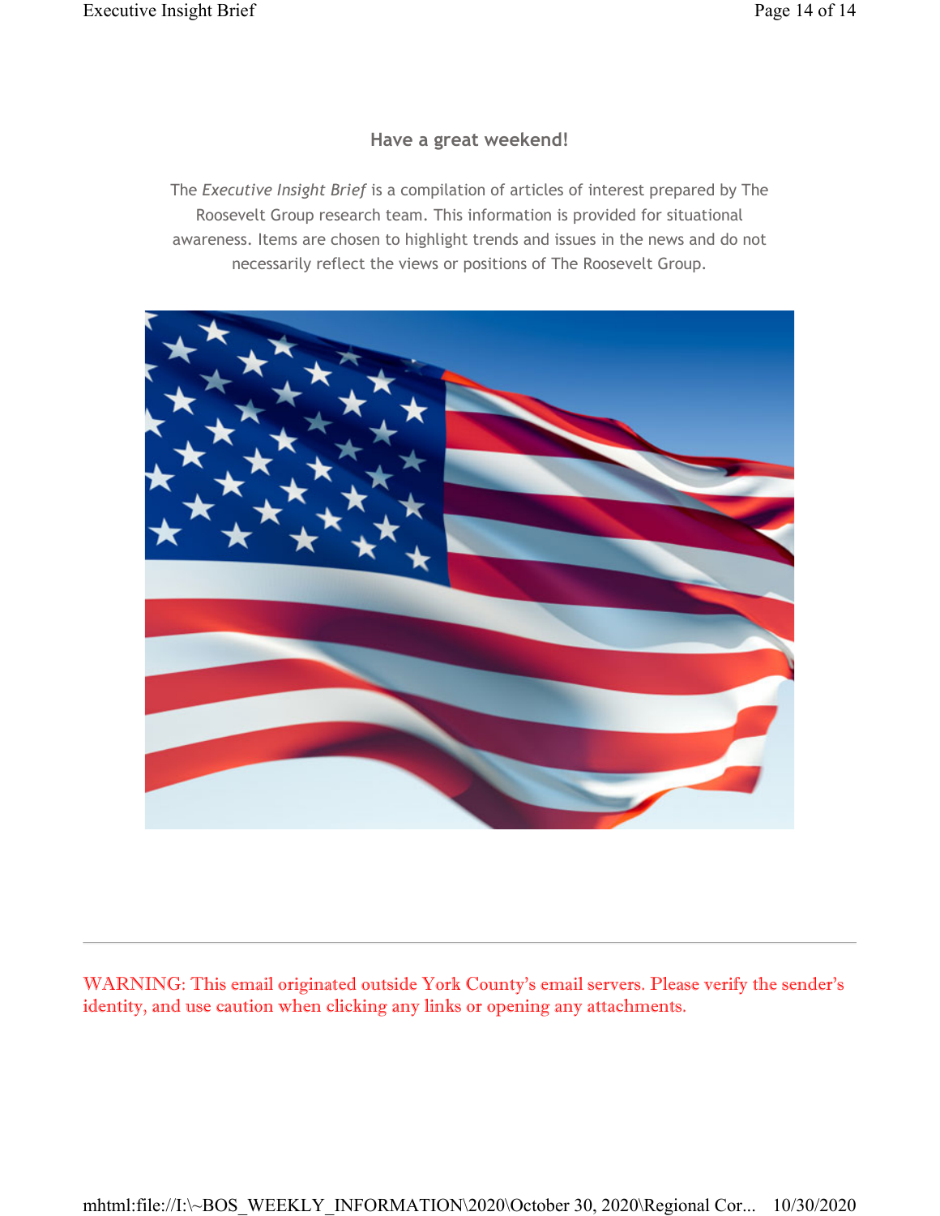**Have a great weekend!**

The *Executive Insight Brief* is a compilation of articles of interest prepared by The Roosevelt Group research team. This information is provided for situational awareness. Items are chosen to highlight trends and issues in the news and do not necessarily reflect the views or positions of The Roosevelt Group.

---

WARNING: This email originated outside York County's email servers. Please verify the sender's identity, and use caution when clicking any links or opening any attachments.